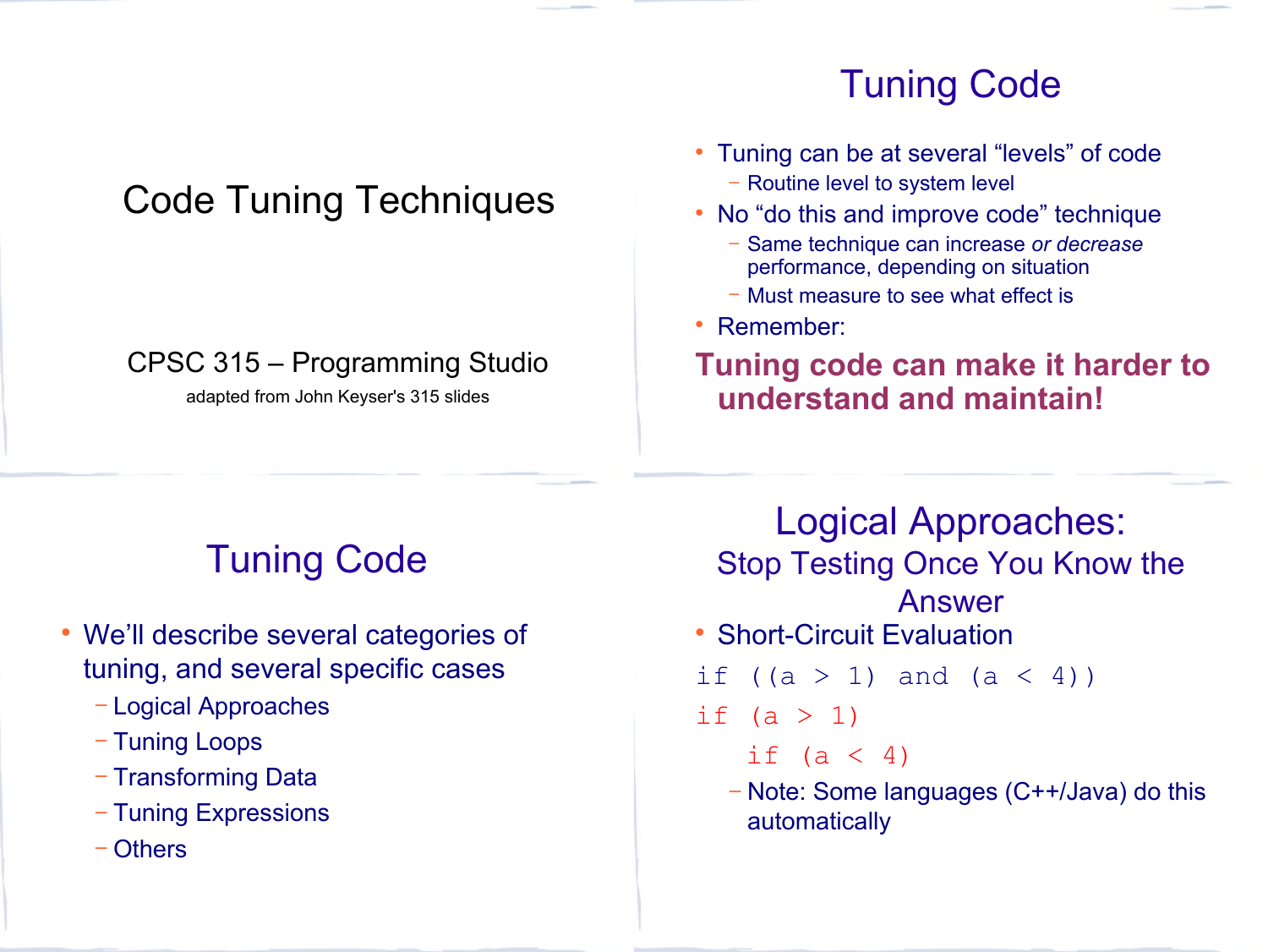# Code Tuning Techniques

CPSC 315 – Programming Studio

adapted from John Keyser's 315 slides

## Tuning Code

- Tuning can be at several "levels" of code
  - Routine level to system level
- No "do this and improve code" technique
  - Same technique can increase *or decrease* performance, depending on situation
  - Must measure to see what effect is
- Remember:

**Tuning code can make it harder to understand and maintain!**

## Tuning Code

- We'll describe several categories of tuning, and several specific cases
  - Logical Approaches
  - Tuning Loops
  - Transforming Data
  - Tuning Expressions
  - Others

## Logical Approaches: Stop Testing Once You Know the Answer

- Short-Circuit Evaluation

```
if ((a > 1) and (a < 4))
```

```
if (a > 1)
    if (a < 4)
```

  - Note: Some languages (C++/Java) do this automatically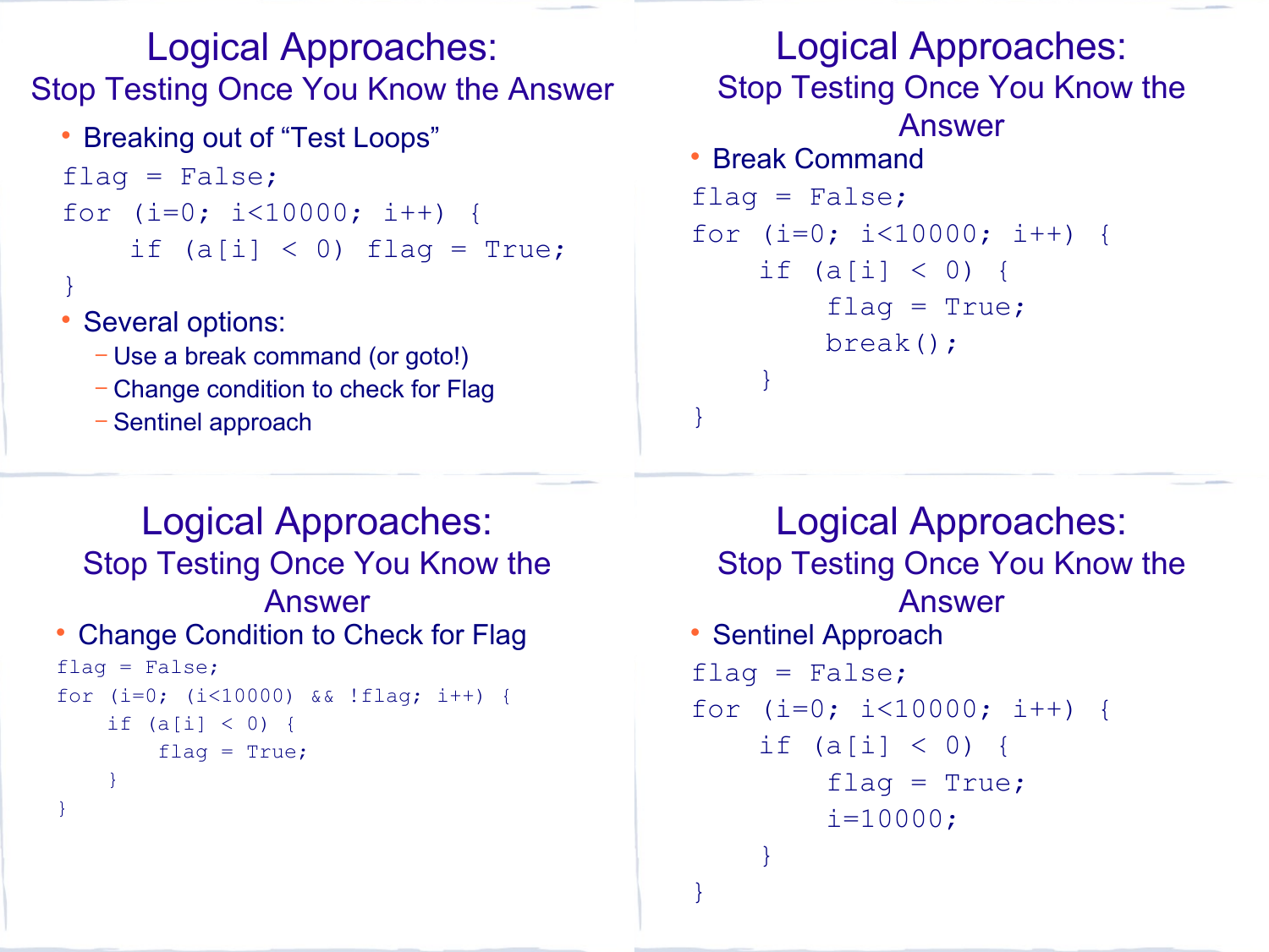# Logical Approaches:

## Stop Testing Once You Know the Answer

- Breaking out of “Test Loops”

```
flag = False;
for (i=0; i<10000; i++) {
    if (a[i] < 0) flag = True;
}
```

- Several options:
  - Use a break command (or goto!)
  - Change condition to check for Flag
  - Sentinel approach

# Logical Approaches:

## Stop Testing Once You Know the Answer

- Break Command

```
flag = False;
for (i=0; i<10000; i++) {
    if (a[i] < 0) {
        flag = True;
        break();
    }
}
```

# Logical Approaches:

## Stop Testing Once You Know the Answer

- Change Condition to Check for Flag

```
flag = False;
for (i=0; (i<10000) && !flag; i++) {
    if (a[i] < 0) {
        flag = True;
    }
}
```

# Logical Approaches:

## Stop Testing Once You Know the Answer

- Sentinel Approach

```
flag = False;
for (i=0; i<10000; i++) {
    if (a[i] < 0) {
        flag = True;
        i=10000;
    }
}
```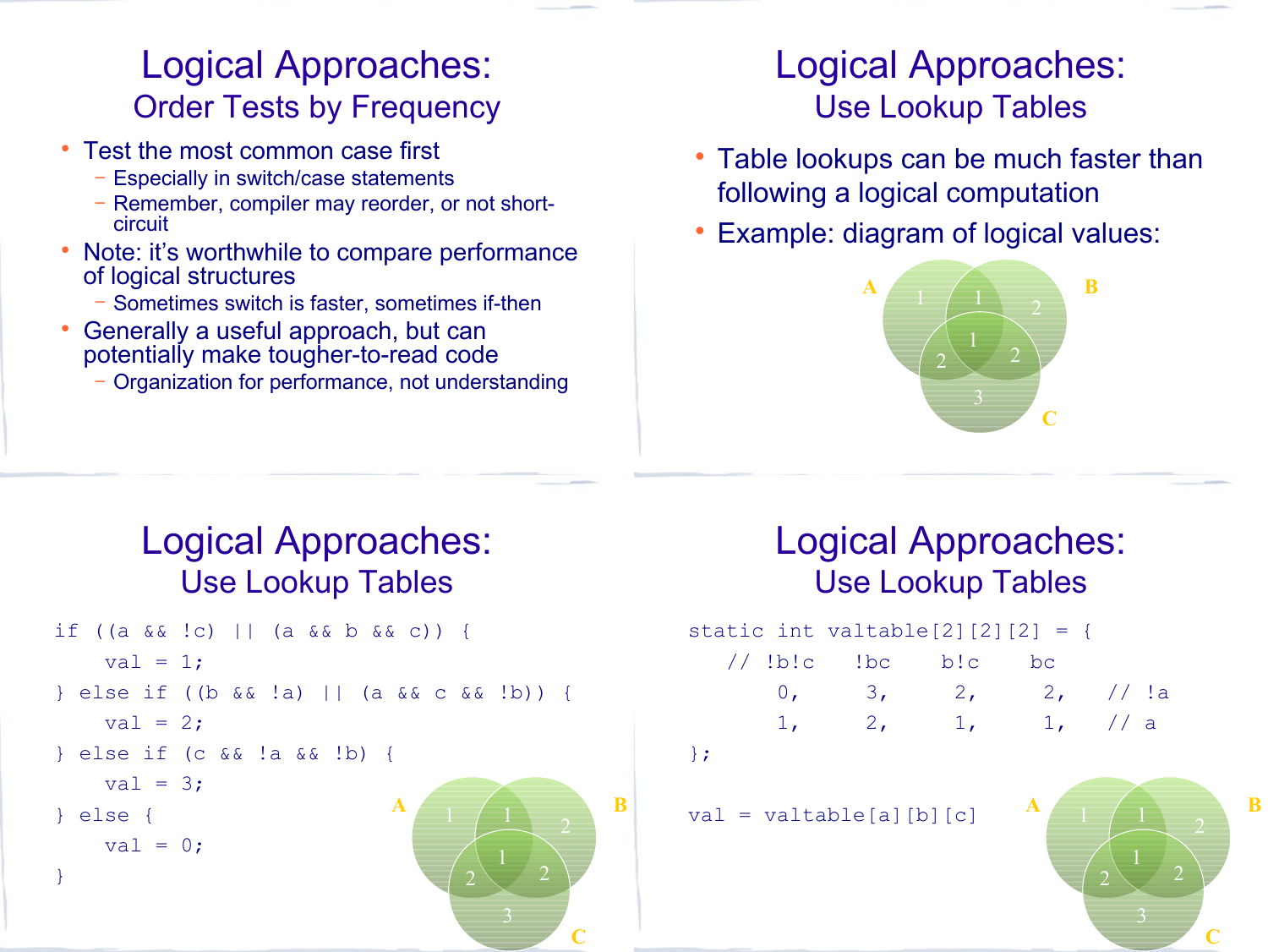# Logical Approaches:
## Order Tests by Frequency

- Test the most common case first
  - Especially in switch/case statements
  - Remember, compiler may reorder, or not short-circuit
- Note: it's worthwhile to compare performance of logical structures
  - Sometimes switch is faster, sometimes if-then
- Generally a useful approach, but can potentially make tougher-to-read code
  - Organization for performance, not understanding

# Logical Approaches:
## Use Lookup Tables

- Table lookups can be much faster than following a logical computation
- Example: diagram of logical values:

# Logical Approaches:
## Use Lookup Tables

```
if ((a && !c) || (a && b && c)) {
    val = 1;
} else if ((b && !a) || (a && c && !b)) {
    val = 2;
} else if (c && !a && !b) {
    val = 3;
} else {
    val = 0;
}
```

# Logical Approaches:
## Use Lookup Tables

```
static int valtable[2][2][2] = {
   // !b!c   !bc    b!c    bc
       0,     3,     2,     2,   // !a
       1,     2,     1,     1,   // a
};

val = valtable[a][b][c]
```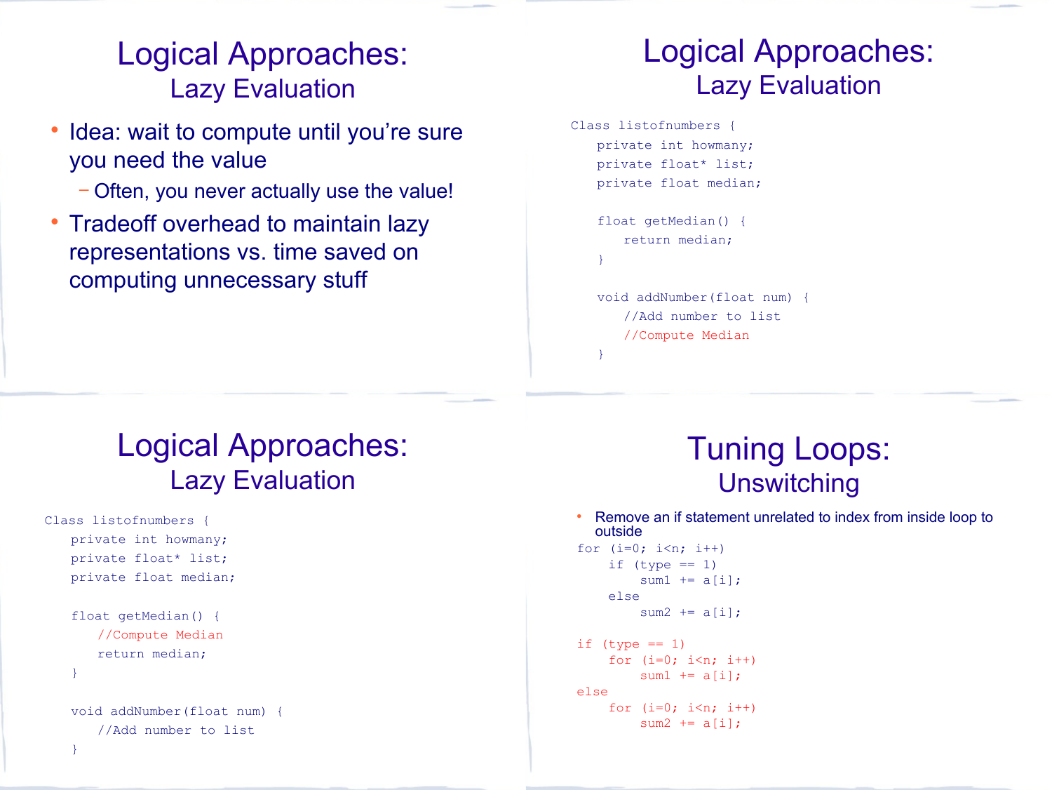# Logical Approaches:
## Lazy Evaluation

- Idea: wait to compute until you're sure you need the value
  - Often, you never actually use the value!
- Tradeoff overhead to maintain lazy representations vs. time saved on computing unnecessary stuff

# Logical Approaches:
## Lazy Evaluation

```
Class listofnumbers {
   private int howmany;
   private float* list;
   private float median;

   float getMedian() {
      return median;
   }

   void addNumber(float num) {
      //Add number to list
      //Compute Median
   }
```

# Logical Approaches:
## Lazy Evaluation

```
Class listofnumbers {
   private int howmany;
   private float* list;
   private float median;

   float getMedian() {
      //Compute Median
      return median;
   }

   void addNumber(float num) {
      //Add number to list
   }
```

# Tuning Loops:
## Unswitching

- Remove an if statement unrelated to index from inside loop to outside

```
for (i=0; i<n; i++)
    if (type == 1)
        sum1 += a[i];
    else
        sum2 += a[i];

if (type == 1)
    for (i=0; i<n; i++)
        sum1 += a[i];
else
    for (i=0; i<n; i++)
        sum2 += a[i];
```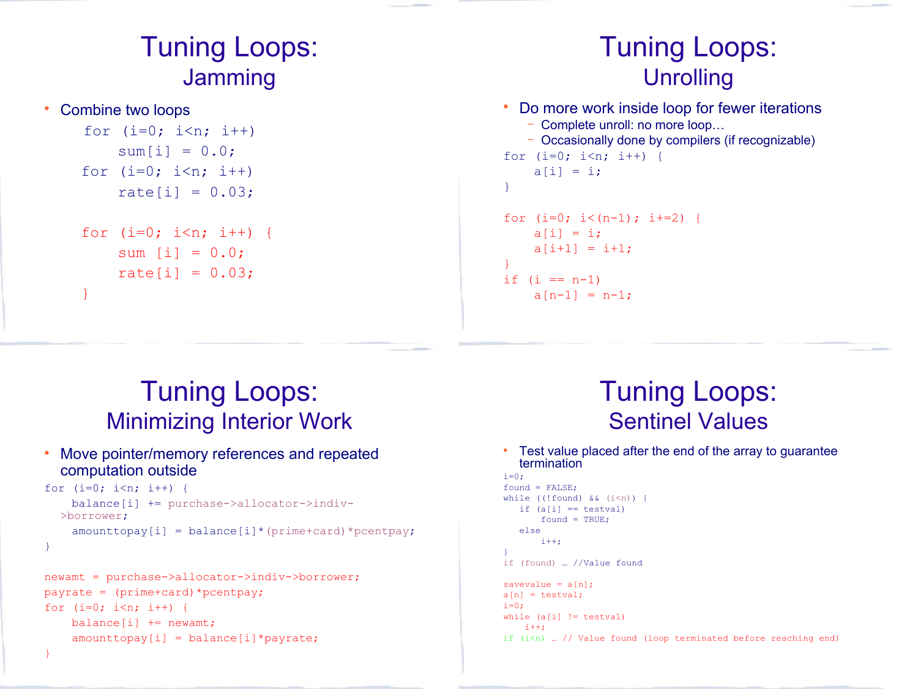# Tuning Loops: Jamming

- Combine two loops

```
for (i=0; i<n; i++)
    sum[i] = 0.0;
for (i=0; i<n; i++)
    rate[i] = 0.03;

for (i=0; i<n; i++) {
    sum [i] = 0.0;
    rate[i] = 0.03;
}
```

# Tuning Loops: Unrolling

- Do more work inside loop for fewer iterations
  - Complete unroll: no more loop…
  - Occasionally done by compilers (if recognizable)

```
for (i=0; i<n; i++) {
    a[i] = i;
}

for (i=0; i<(n-1); i+=2) {
    a[i] = i;
    a[i+1] = i+1;
}
if (i == n-1)
    a[n-1] = n-1;
```

# Tuning Loops: Minimizing Interior Work

- Move pointer/memory references and repeated computation outside

```
for (i=0; i<n; i++) {
    balance[i] += purchase->allocator->indiv->borrower;
    amounttopay[i] = balance[i]*(prime+card)*pcentpay;
}

newamt = purchase->allocator->indiv->borrower;
payrate = (prime+card)*pcentpay;
for (i=0; i<n; i++) {
    balance[i] += newamt;
    amounttopay[i] = balance[i]*payrate;
}
```

# Tuning Loops: Sentinel Values

- Test value placed after the end of the array to guarantee termination

```
i=0;
found = FALSE;
while ((!found) && (i<n)) {
   if (a[i] == testval)
      found = TRUE;
   else
      i++;
}
if (found) … //Value found

savevalue = a[n];
a[n] = testval;
i=0;
while (a[i] != testval)
   i++;
if (i<n) … // Value found (loop terminated before reaching end)
```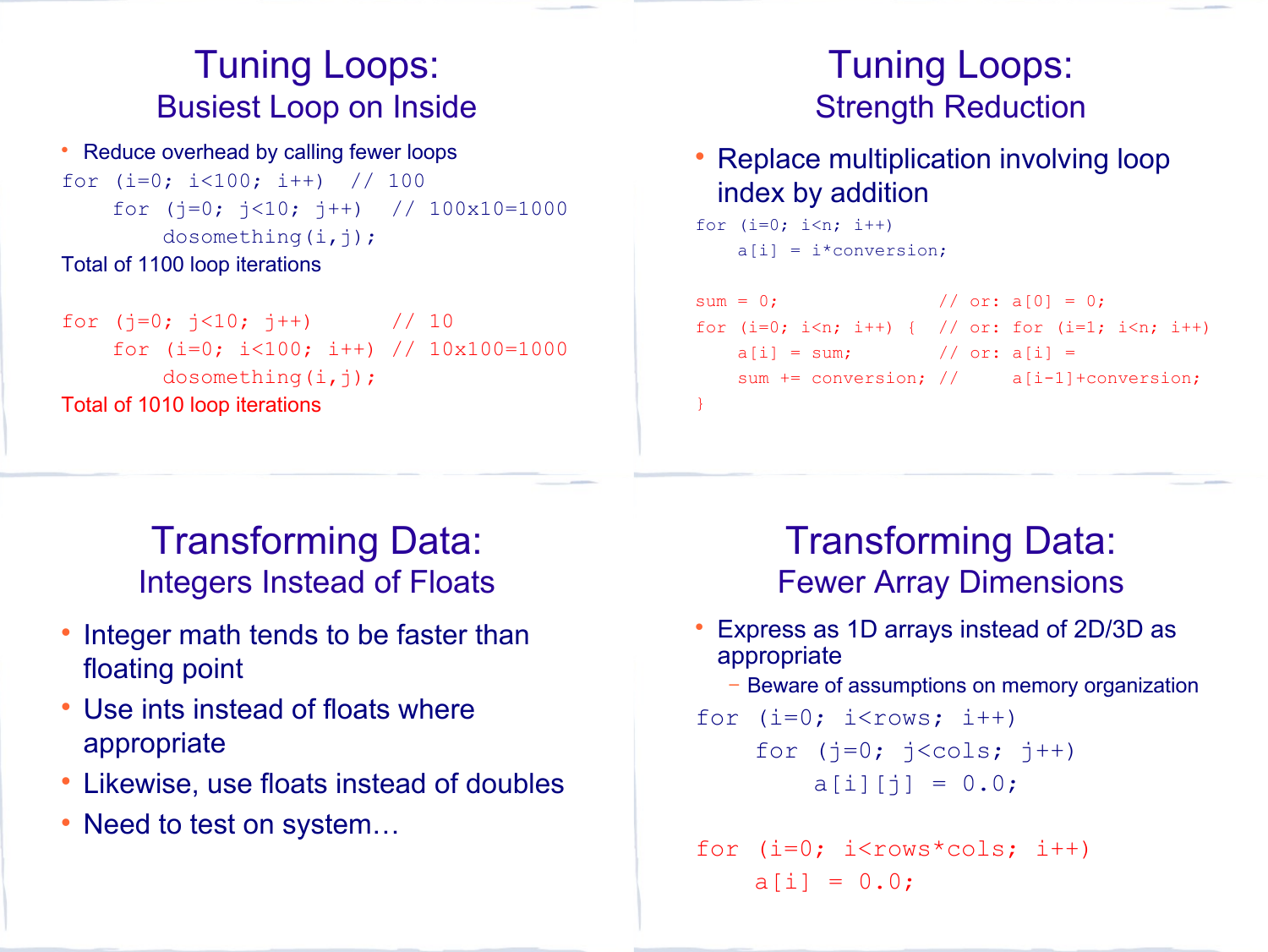# Tuning Loops:

## Busiest Loop on Inside

- Reduce overhead by calling fewer loops

```
for (i=0; i<100; i++)  // 100
    for (j=0; j<10; j++)  // 100x10=1000
        dosomething(i,j);
```

Total of 1100 loop iterations

```
for (j=0; j<10; j++)      // 10
    for (i=0; i<100; i++) // 10x100=1000
        dosomething(i,j);
```

Total of 1010 loop iterations

# Tuning Loops:

## Strength Reduction

- Replace multiplication involving loop index by addition

```
for (i=0; i<n; i++)
    a[i] = i*conversion;
```

```
sum = 0;                 // or: a[0] = 0;
for (i=0; i<n; i++) {   // or: for (i=1; i<n; i++)
    a[i] = sum;          // or: a[i] =
    sum += conversion;  //     a[i-1]+conversion;
}
```

# Transforming Data:

## Integers Instead of Floats

- Integer math tends to be faster than floating point
- Use ints instead of floats where appropriate
- Likewise, use floats instead of doubles
- Need to test on system…

# Transforming Data:

## Fewer Array Dimensions

- Express as 1D arrays instead of 2D/3D as appropriate
  - Beware of assumptions on memory organization

```
for (i=0; i<rows; i++)
    for (j=0; j<cols; j++)
        a[i][j] = 0.0;
```

```
for (i=0; i<rows*cols; i++)
    a[i] = 0.0;
```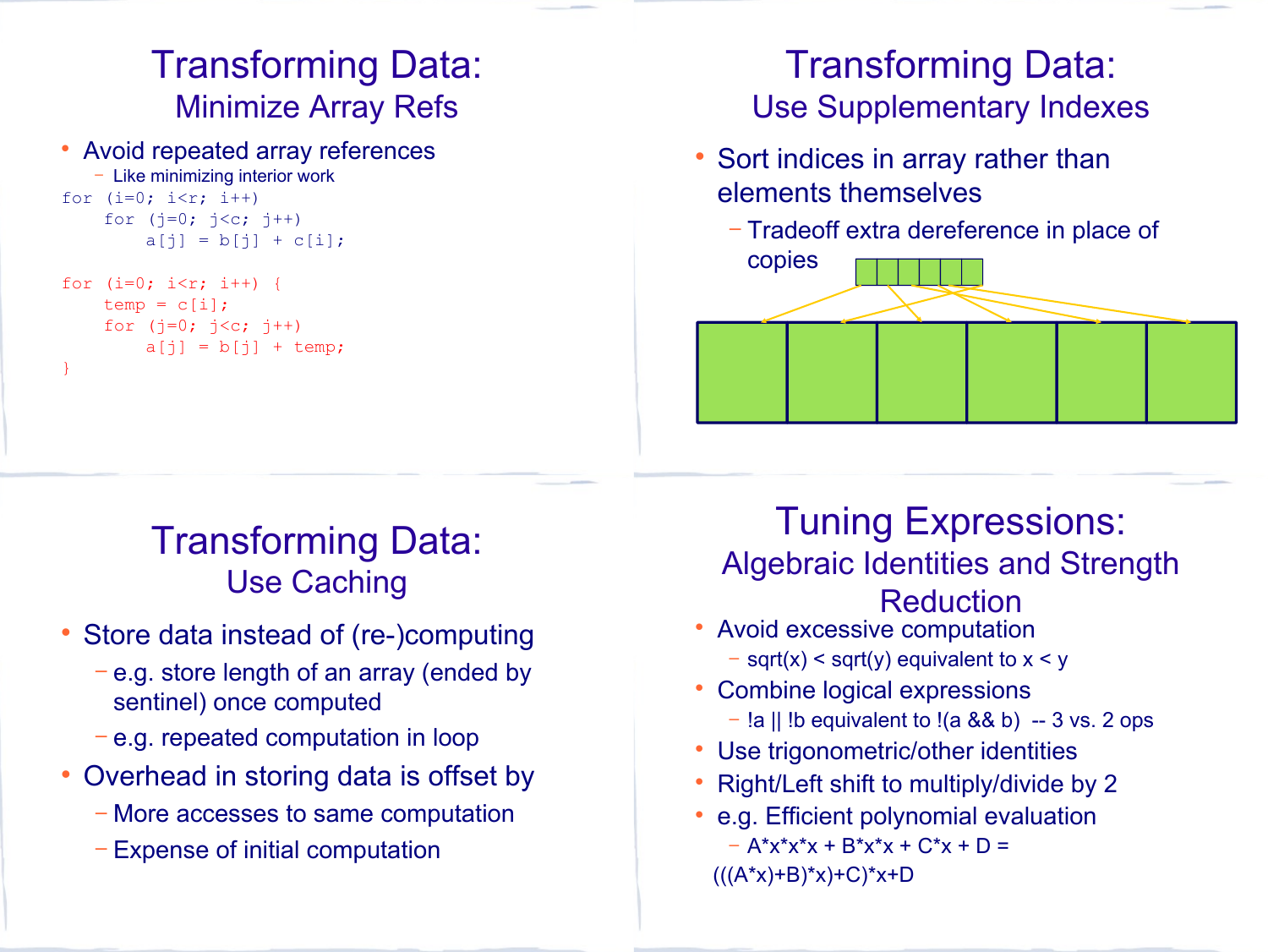# Transforming Data: Minimize Array Refs

- Avoid repeated array references
  - Like minimizing interior work

```
for (i=0; i<r; i++)
    for (j=0; j<c; j++)
        a[j] = b[j] + c[i];

for (i=0; i<r; i++) {
    temp = c[i];
    for (j=0; j<c; j++)
        a[j] = b[j] + temp;
}
```

# Transforming Data: Use Supplementary Indexes

- Sort indices in array rather than elements themselves
  - Tradeoff extra dereference in place of copies

# Transforming Data: Use Caching

- Store data instead of (re-)computing
  - e.g. store length of an array (ended by sentinel) once computed
  - e.g. repeated computation in loop
- Overhead in storing data is offset by
  - More accesses to same computation
  - Expense of initial computation

# Tuning Expressions: Algebraic Identities and Strength Reduction

- Avoid excessive computation
  - sqrt(x) < sqrt(y) equivalent to x < y
- Combine logical expressions
  - !a || !b equivalent to !(a && b) -- 3 vs. 2 ops
- Use trigonometric/other identities
- Right/Left shift to multiply/divide by 2
- e.g. Efficient polynomial evaluation
  - A*x*x*x + B*x*x + C*x + D = (((A*x)+B)*x)+C)*x+D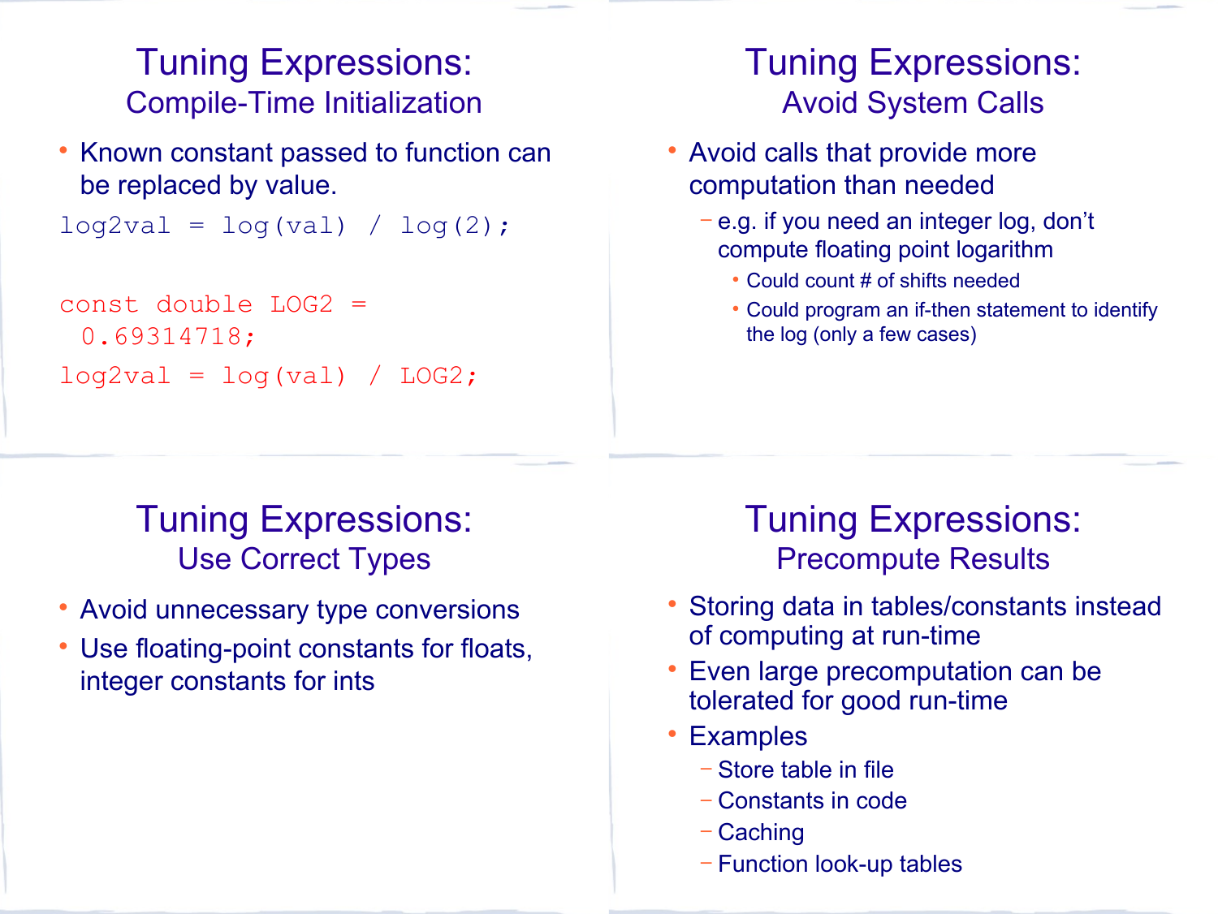## Tuning Expressions: Compile-Time Initialization

- Known constant passed to function can be replaced by value.

```
log2val = log(val) / log(2);
```

```
const double LOG2 =
 0.69314718;
log2val = log(val) / LOG2;
```

## Tuning Expressions: Avoid System Calls

- Avoid calls that provide more computation than needed
  - e.g. if you need an integer log, don't compute floating point logarithm
    - Could count # of shifts needed
    - Could program an if-then statement to identify the log (only a few cases)

## Tuning Expressions: Use Correct Types

- Avoid unnecessary type conversions
- Use floating-point constants for floats, integer constants for ints

## Tuning Expressions: Precompute Results

- Storing data in tables/constants instead of computing at run-time
- Even large precomputation can be tolerated for good run-time
- Examples
  - Store table in file
  - Constants in code
  - Caching
  - Function look-up tables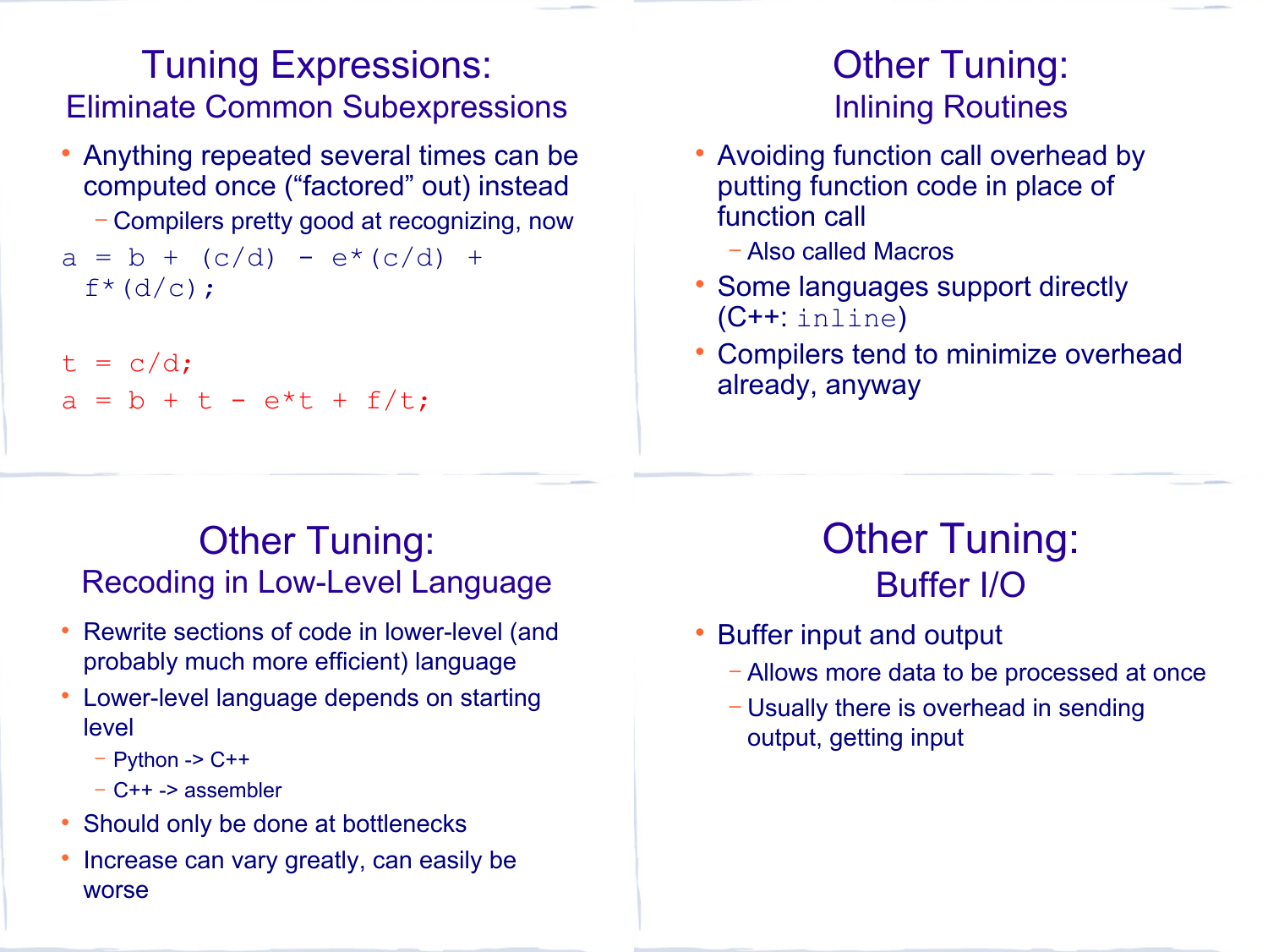# Tuning Expressions:

## Eliminate Common Subexpressions

- Anything repeated several times can be computed once ("factored" out) instead
  - Compilers pretty good at recognizing, now

```
a = b + (c/d) - e*(c/d) +
  f*(d/c);


t = c/d;
a = b + t - e*t + f/t;
```

# Other Tuning:

## Inlining Routines

- Avoiding function call overhead by putting function code in place of function call
  - Also called Macros
- Some languages support directly (C++: `inline`)
- Compilers tend to minimize overhead already, anyway

# Other Tuning:

## Recoding in Low-Level Language

- Rewrite sections of code in lower-level (and probably much more efficient) language
- Lower-level language depends on starting level
  - Python -> C++
  - C++ -> assembler
- Should only be done at bottlenecks
- Increase can vary greatly, can easily be worse

# Other Tuning:

## Buffer I/O

- Buffer input and output
  - Allows more data to be processed at once
  - Usually there is overhead in sending output, getting input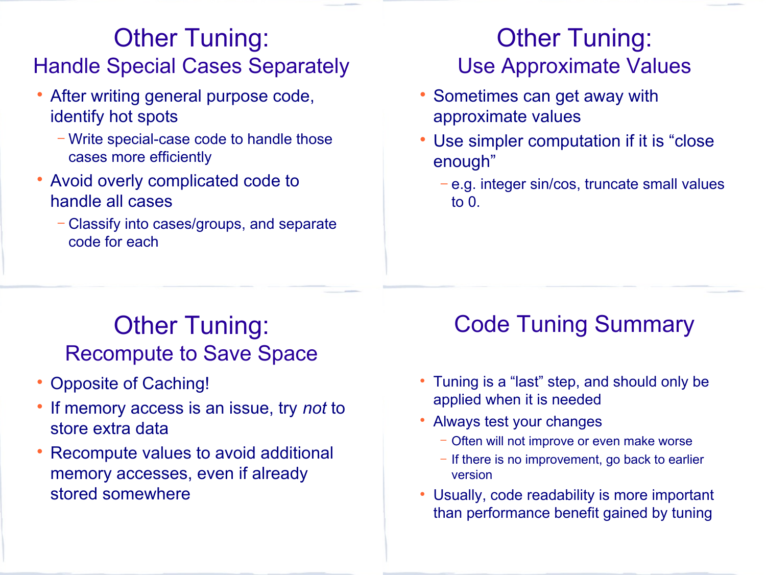## Other Tuning: Handle Special Cases Separately

- After writing general purpose code, identify hot spots
  - Write special-case code to handle those cases more efficiently
- Avoid overly complicated code to handle all cases
  - Classify into cases/groups, and separate code for each

## Other Tuning: Use Approximate Values

- Sometimes can get away with approximate values
- Use simpler computation if it is “close enough”
  - e.g. integer sin/cos, truncate small values to 0.

## Other Tuning: Recompute to Save Space

- Opposite of Caching!
- If memory access is an issue, try *not* to store extra data
- Recompute values to avoid additional memory accesses, even if already stored somewhere

## Code Tuning Summary

- Tuning is a “last” step, and should only be applied when it is needed
- Always test your changes
  - Often will not improve or even make worse
  - If there is no improvement, go back to earlier version
- Usually, code readability is more important than performance benefit gained by tuning